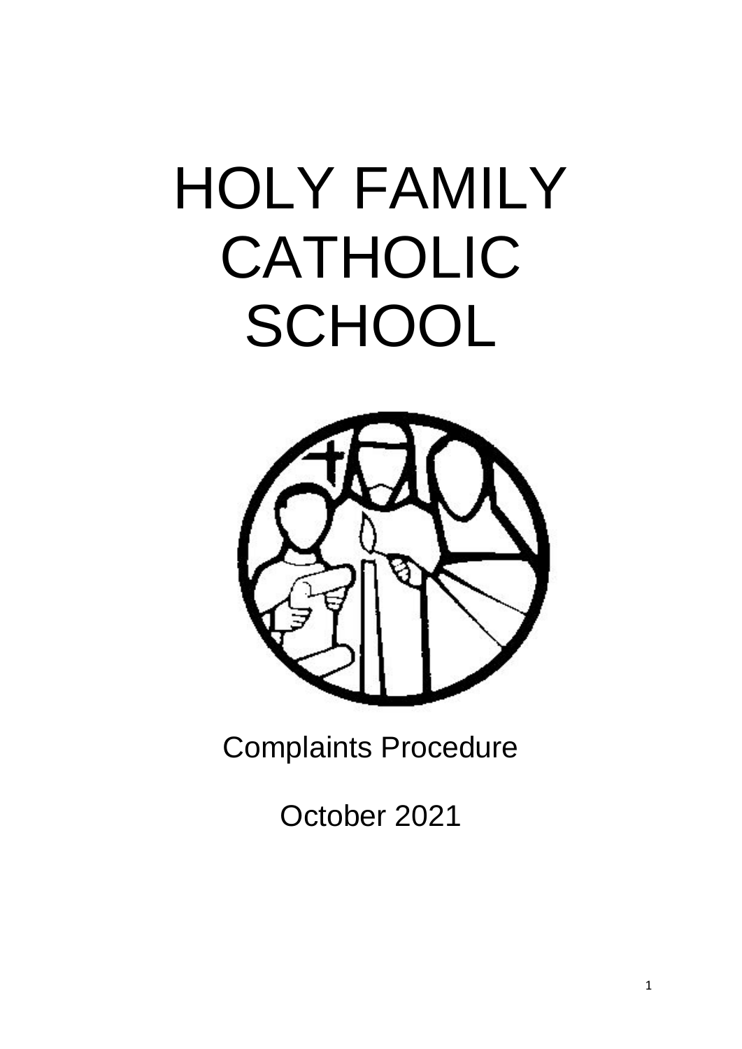# HOLY FAMILY CATHOLIC SCHOOL

Complaints Procedure

October 2021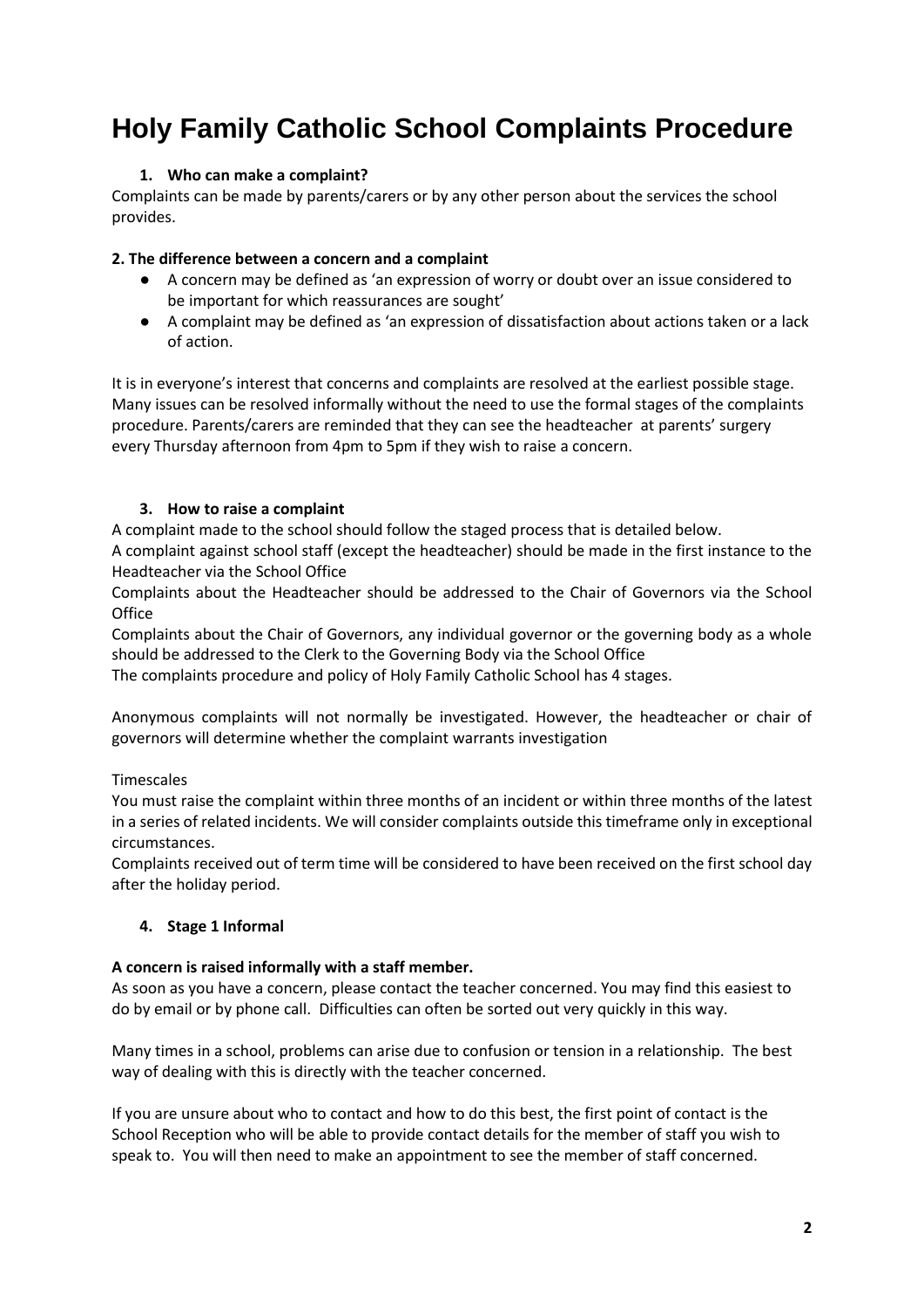# Holy Family Catholic School Complaints Procedure

1. **Who can make a complaint?**

Complaints can be made by parents/carers or by any other person about the services the school provides.

**2. The difference between a concern and a complaint**

- A concern may be defined as 'an expression of worry or doubt over an issue considered to be important for which reassurances are sought'
- A complaint may be defined as 'an expression of dissatisfaction about actions taken or a lack of action.

It is in everyone's interest that concerns and complaints are resolved at the earliest possible stage. Many issues can be resolved informally without the need to use the formal stages of the complaints procedure. Parents/carers are reminded that they can see the headteacher at parents' surgery every Thursday afternoon from 4pm to 5pm if they wish to raise a concern.

3. **How to raise a complaint**

A complaint made to the school should follow the staged process that is detailed below.

A complaint against school staff (except the headteacher) should be made in the first instance to the Headteacher via the School Office

Complaints about the Headteacher should be addressed to the Chair of Governors via the School Office

Complaints about the Chair of Governors, any individual governor or the governing body as a whole should be addressed to the Clerk to the Governing Body via the School Office

The complaints procedure and policy of Holy Family Catholic School has 4 stages.

Anonymous complaints will not normally be investigated. However, the headteacher or chair of governors will determine whether the complaint warrants investigation

Timescales

You must raise the complaint within three months of an incident or within three months of the latest in a series of related incidents. We will consider complaints outside this timeframe only in exceptional circumstances.

Complaints received out of term time will be considered to have been received on the first school day after the holiday period.

4. **Stage 1 Informal**

**A concern is raised informally with a staff member.**

As soon as you have a concern, please contact the teacher concerned. You may find this easiest to do by email or by phone call. Difficulties can often be sorted out very quickly in this way.

Many times in a school, problems can arise due to confusion or tension in a relationship. The best way of dealing with this is directly with the teacher concerned.

If you are unsure about who to contact and how to do this best, the first point of contact is the School Reception who will be able to provide contact details for the member of staff you wish to speak to. You will then need to make an appointment to see the member of staff concerned.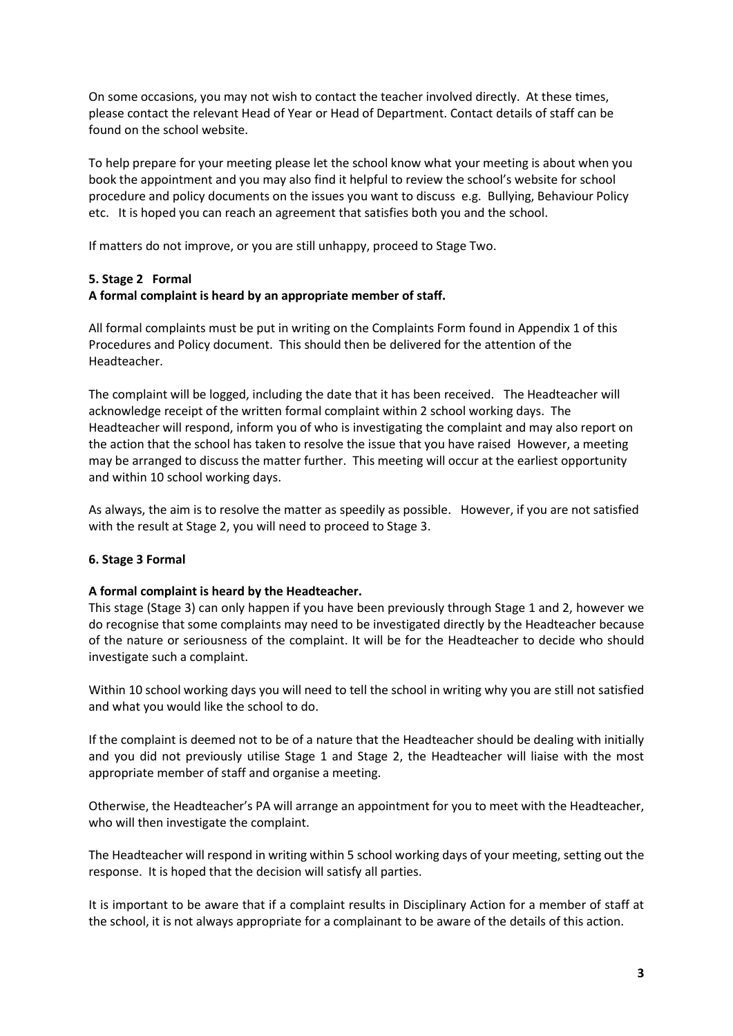On some occasions, you may not wish to contact the teacher involved directly. At these times, please contact the relevant Head of Year or Head of Department. Contact details of staff can be found on the school website.

To help prepare for your meeting please let the school know what your meeting is about when you book the appointment and you may also find it helpful to review the school's website for school procedure and policy documents on the issues you want to discuss e.g. Bullying, Behaviour Policy etc. It is hoped you can reach an agreement that satisfies both you and the school.

If matters do not improve, or you are still unhappy, proceed to Stage Two.

**5. Stage 2 Formal**

**A formal complaint is heard by an appropriate member of staff.**

All formal complaints must be put in writing on the Complaints Form found in Appendix 1 of this Procedures and Policy document. This should then be delivered for the attention of the Headteacher.

The complaint will be logged, including the date that it has been received. The Headteacher will acknowledge receipt of the written formal complaint within 2 school working days. The Headteacher will respond, inform you of who is investigating the complaint and may also report on the action that the school has taken to resolve the issue that you have raised However, a meeting may be arranged to discuss the matter further. This meeting will occur at the earliest opportunity and within 10 school working days.

As always, the aim is to resolve the matter as speedily as possible. However, if you are not satisfied with the result at Stage 2, you will need to proceed to Stage 3.

**6. Stage 3 Formal**

**A formal complaint is heard by the Headteacher.**

This stage (Stage 3) can only happen if you have been previously through Stage 1 and 2, however we do recognise that some complaints may need to be investigated directly by the Headteacher because of the nature or seriousness of the complaint. It will be for the Headteacher to decide who should investigate such a complaint.

Within 10 school working days you will need to tell the school in writing why you are still not satisfied and what you would like the school to do.

If the complaint is deemed not to be of a nature that the Headteacher should be dealing with initially and you did not previously utilise Stage 1 and Stage 2, the Headteacher will liaise with the most appropriate member of staff and organise a meeting.

Otherwise, the Headteacher's PA will arrange an appointment for you to meet with the Headteacher, who will then investigate the complaint.

The Headteacher will respond in writing within 5 school working days of your meeting, setting out the response. It is hoped that the decision will satisfy all parties.

It is important to be aware that if a complaint results in Disciplinary Action for a member of staff at the school, it is not always appropriate for a complainant to be aware of the details of this action.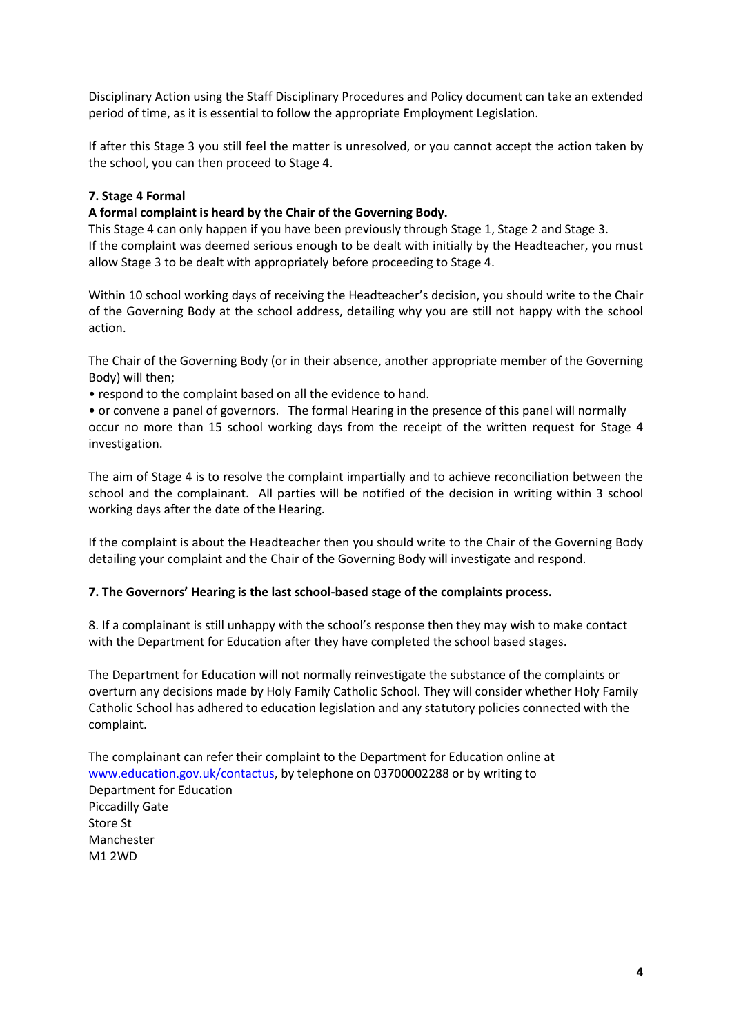Disciplinary Action using the Staff Disciplinary Procedures and Policy document can take an extended period of time, as it is essential to follow the appropriate Employment Legislation.

If after this Stage 3 you still feel the matter is unresolved, or you cannot accept the action taken by the school, you can then proceed to Stage 4.

### 7. Stage 4 Formal

**A formal complaint is heard by the Chair of the Governing Body.**

This Stage 4 can only happen if you have been previously through Stage 1, Stage 2 and Stage 3.
If the complaint was deemed serious enough to be dealt with initially by the Headteacher, you must allow Stage 3 to be dealt with appropriately before proceeding to Stage 4.

Within 10 school working days of receiving the Headteacher's decision, you should write to the Chair of the Governing Body at the school address, detailing why you are still not happy with the school action.

The Chair of the Governing Body (or in their absence, another appropriate member of the Governing Body) will then;

- respond to the complaint based on all the evidence to hand.
- or convene a panel of governors. The formal Hearing in the presence of this panel will normally occur no more than 15 school working days from the receipt of the written request for Stage 4 investigation.

The aim of Stage 4 is to resolve the complaint impartially and to achieve reconciliation between the school and the complainant. All parties will be notified of the decision in writing within 3 school working days after the date of the Hearing.

If the complaint is about the Headteacher then you should write to the Chair of the Governing Body detailing your complaint and the Chair of the Governing Body will investigate and respond.

**7. The Governors' Hearing is the last school-based stage of the complaints process.**

8. If a complainant is still unhappy with the school's response then they may wish to make contact with the Department for Education after they have completed the school based stages.

The Department for Education will not normally reinvestigate the substance of the complaints or overturn any decisions made by Holy Family Catholic School. They will consider whether Holy Family Catholic School has adhered to education legislation and any statutory policies connected with the complaint.

The complainant can refer their complaint to the Department for Education online at [www.education.gov.uk/contactus](www.education.gov.uk/contactus), by telephone on 03700002288 or by writing to
Department for Education
Piccadilly Gate
Store St
Manchester
M1 2WD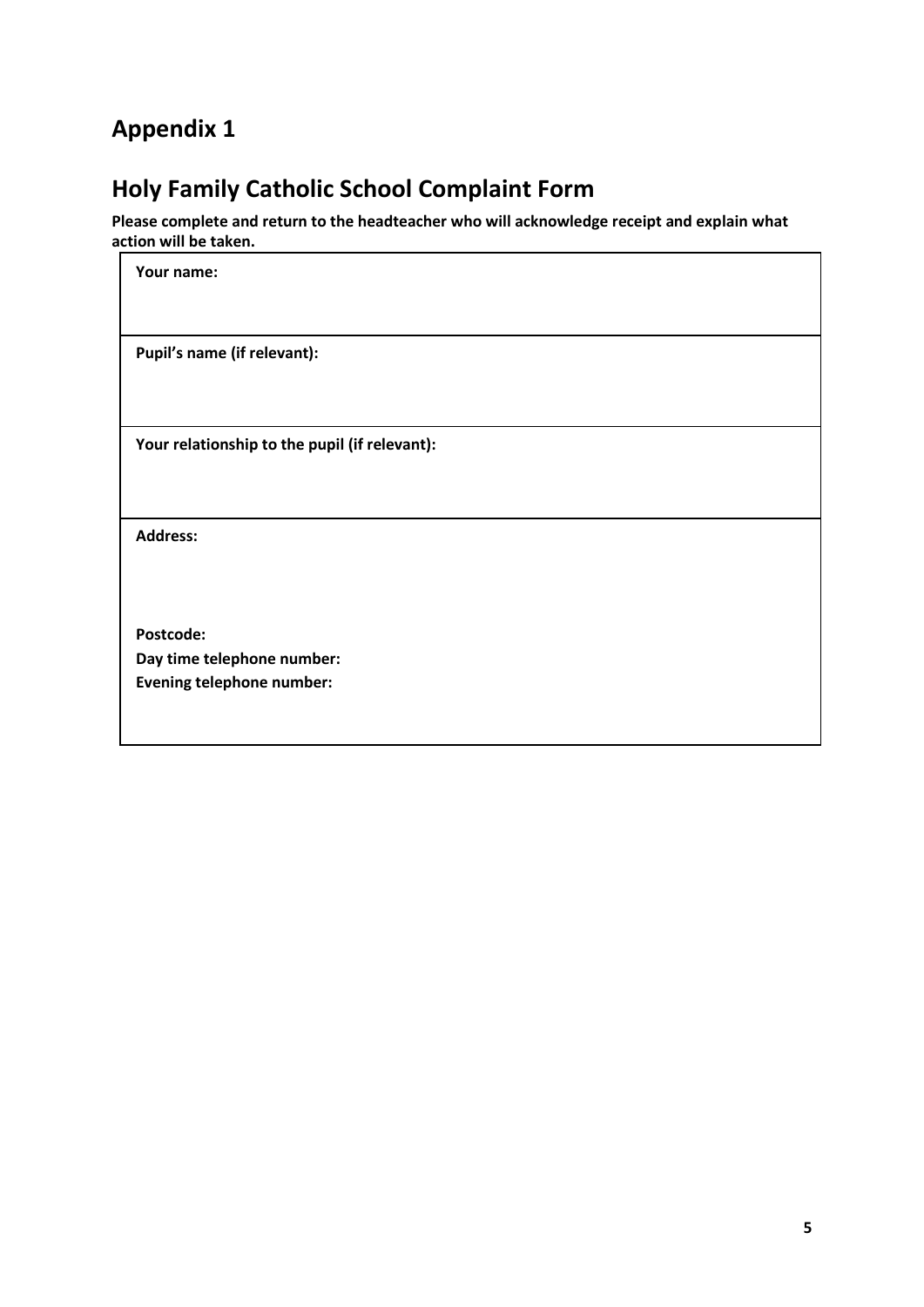## Appendix 1

## Holy Family Catholic School Complaint Form

**Please complete and return to the headteacher who will acknowledge receipt and explain what action will be taken.**

| **Your name:** |
|---|
| **Pupil's name (if relevant):** |
| **Your relationship to the pupil (if relevant):** |
| **Address:**<br><br>**Postcode:**<br>**Day time telephone number:**<br>**Evening telephone number:** |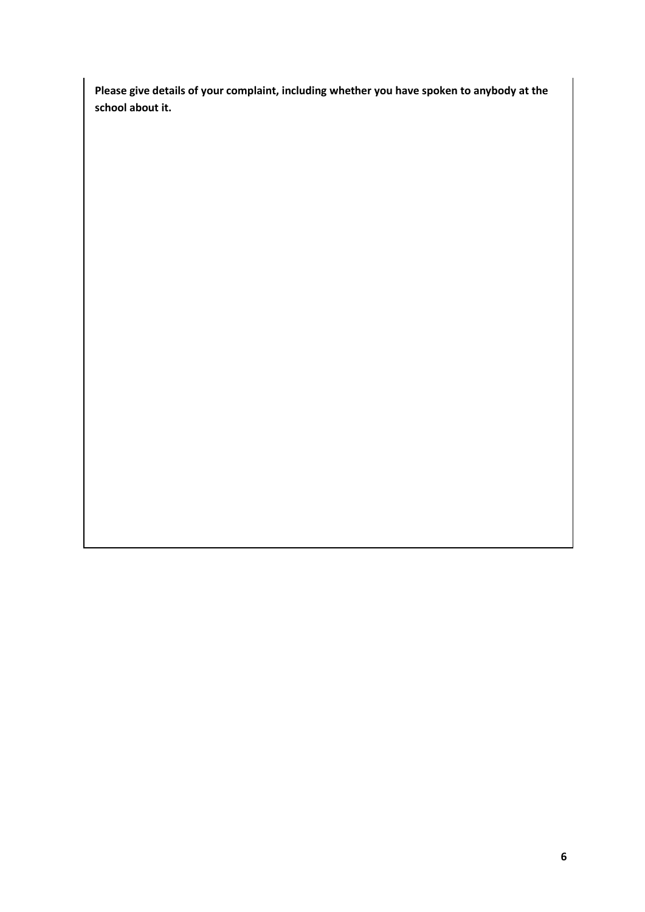**Please give details of your complaint, including whether you have spoken to anybody at the school about it.**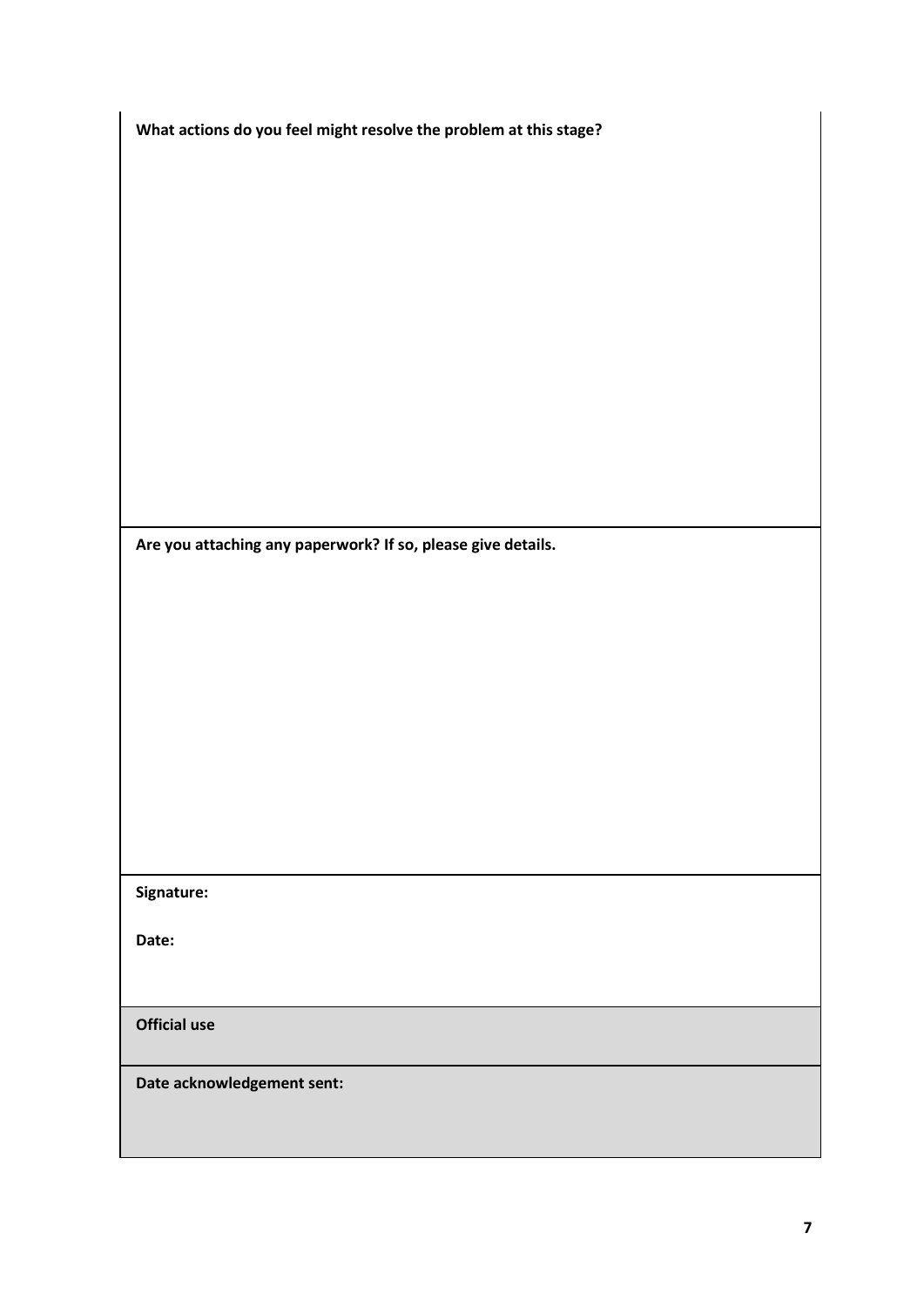**What actions do you feel might resolve the problem at this stage?**

**Are you attaching any paperwork? If so, please give details.**

**Signature:**

**Date:**

**Official use**

**Date acknowledgement sent:**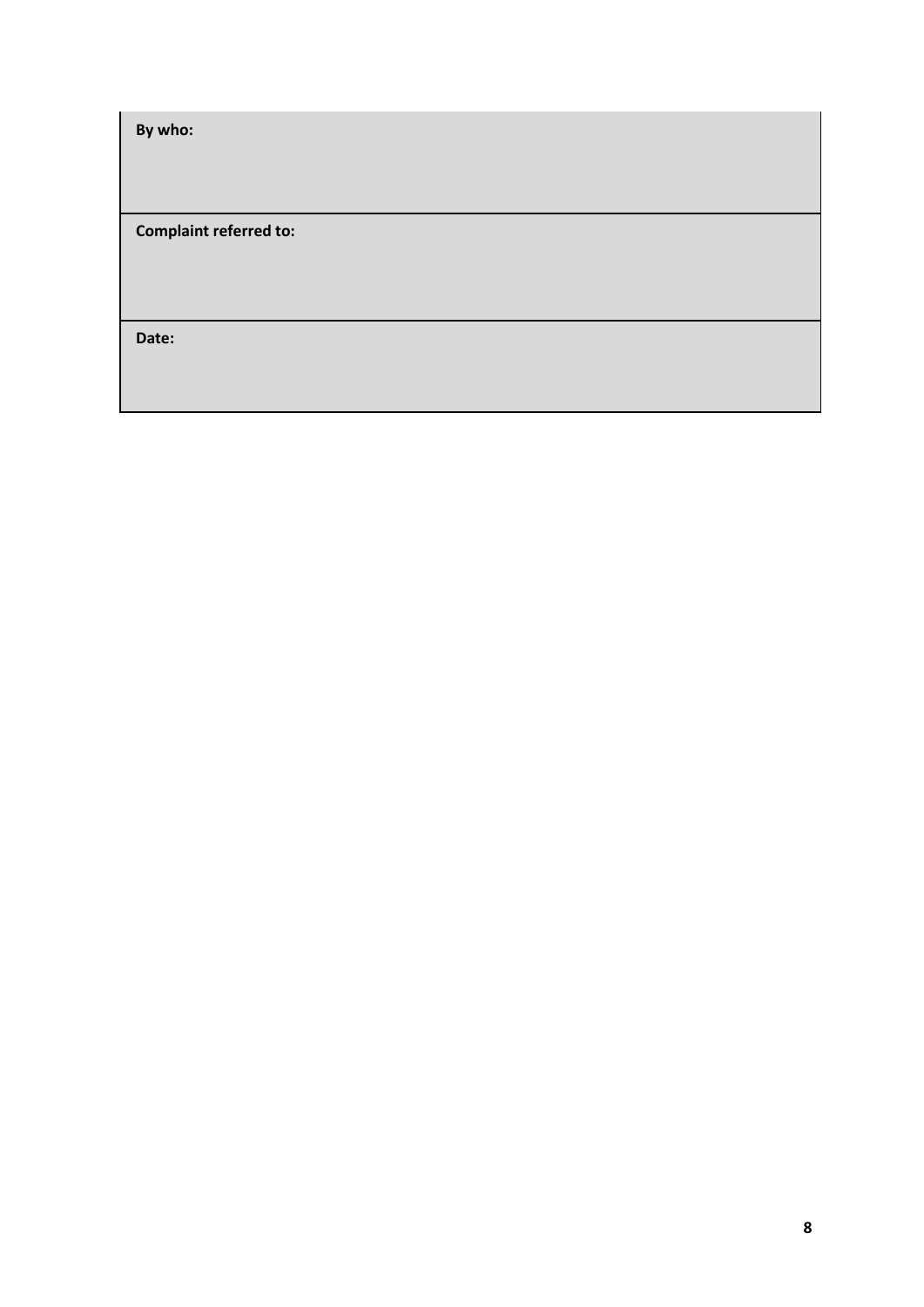| |
|---|
| **By who:** |
| **Complaint referred to:** |
| **Date:** |